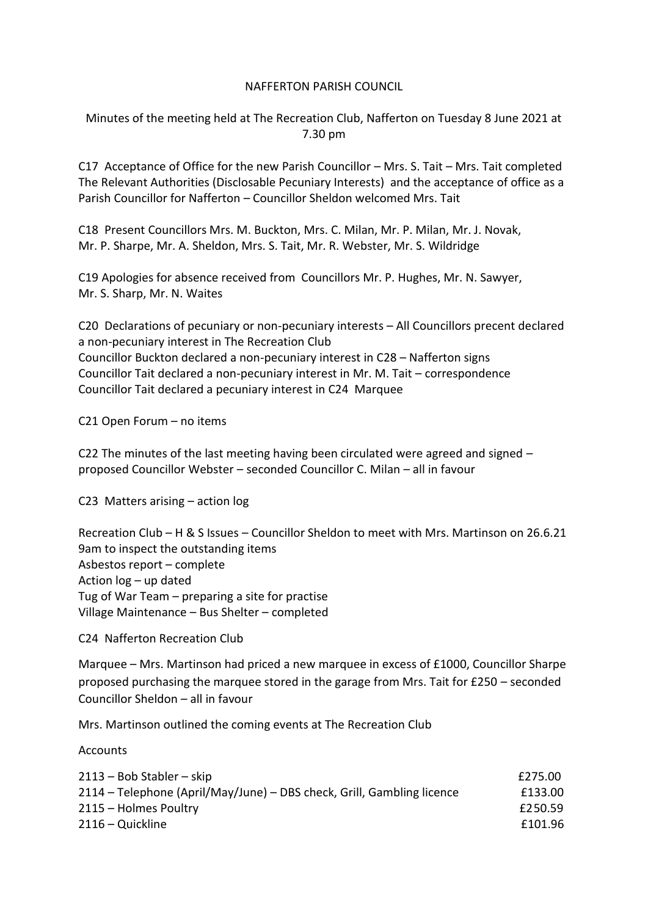NAFFERTON PARISH COUNCIL

Minutes of the meeting held at The Recreation Club, Nafferton on Tuesday 8 June 2021 at 7.30 pm

C17 Acceptance of Office for the new Parish Councillor – Mrs. S. Tait – Mrs. Tait completed The Relevant Authorities (Disclosable Pecuniary Interests) and the acceptance of office as a Parish Councillor for Nafferton – Councillor Sheldon welcomed Mrs. Tait

C18 Present Councillors Mrs. M. Buckton, Mrs. C. Milan, Mr. P. Milan, Mr. J. Novak, Mr. P. Sharpe, Mr. A. Sheldon, Mrs. S. Tait, Mr. R. Webster, Mr. S. Wildridge

C19 Apologies for absence received from Councillors Mr. P. Hughes, Mr. N. Sawyer, Mr. S. Sharp, Mr. N. Waites

C20 Declarations of pecuniary or non-pecuniary interests – All Councillors precent declared a non-pecuniary interest in The Recreation Club
Councillor Buckton declared a non-pecuniary interest in C28 – Nafferton signs
Councillor Tait declared a non-pecuniary interest in Mr. M. Tait – correspondence
Councillor Tait declared a pecuniary interest in C24 Marquee

C21 Open Forum – no items

C22 The minutes of the last meeting having been circulated were agreed and signed – proposed Councillor Webster – seconded Councillor C. Milan – all in favour

C23 Matters arising – action log

Recreation Club – H & S Issues – Councillor Sheldon to meet with Mrs. Martinson on 26.6.21 9am to inspect the outstanding items
Asbestos report – complete
Action log – up dated
Tug of War Team – preparing a site for practise
Village Maintenance – Bus Shelter – completed

C24 Nafferton Recreation Club

Marquee – Mrs. Martinson had priced a new marquee in excess of £1000, Councillor Sharpe proposed purchasing the marquee stored in the garage from Mrs. Tait for £250 – seconded Councillor Sheldon – all in favour

Mrs. Martinson outlined the coming events at The Recreation Club

Accounts

| | |
|---|---|
| 2113 – Bob Stabler – skip | £275.00 |
| 2114 – Telephone (April/May/June) – DBS check, Grill, Gambling licence | £133.00 |
| 2115 – Holmes Poultry | £250.59 |
| 2116 – Quickline | £101.96 |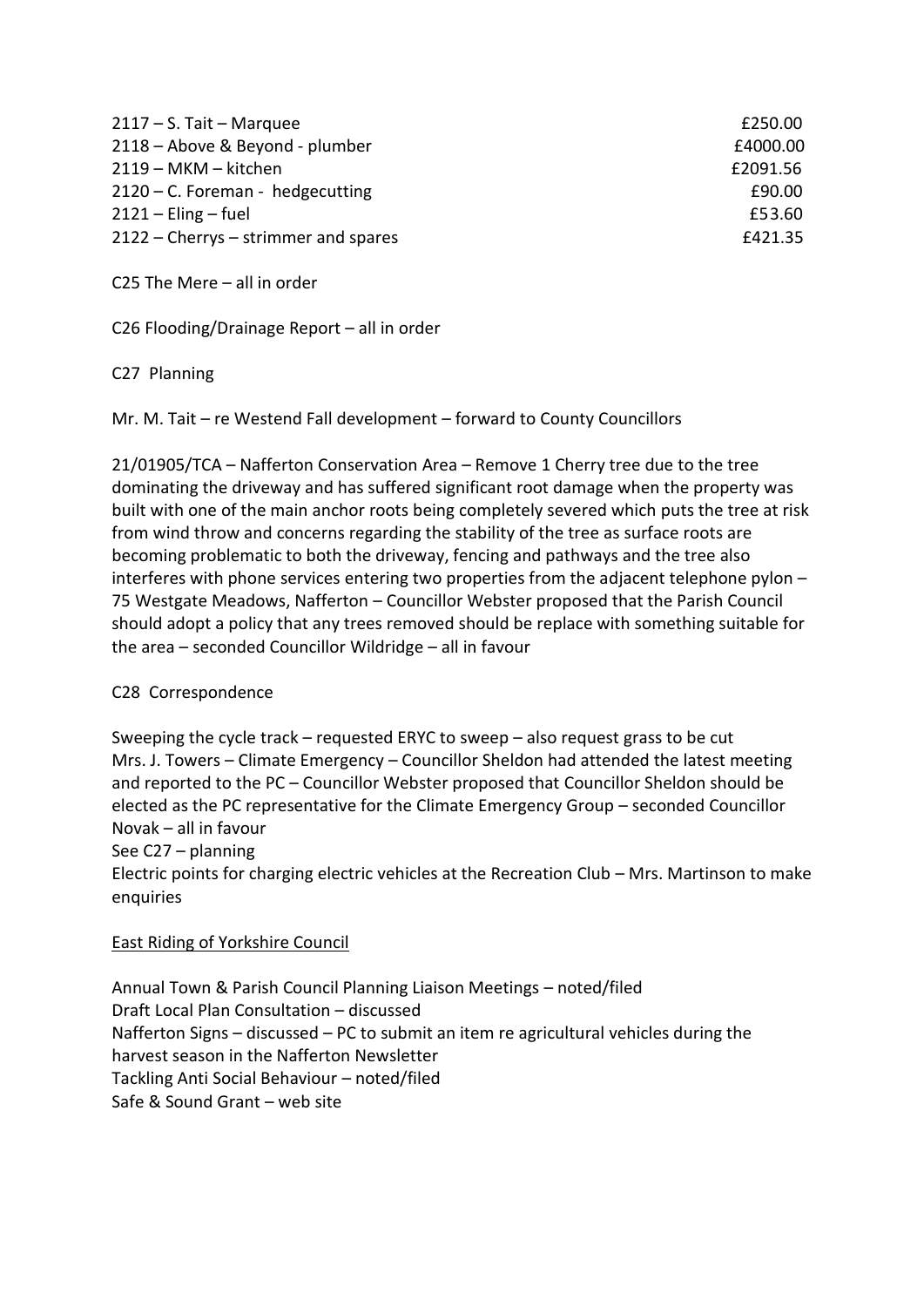| | |
|---|---|
| 2117 – S. Tait – Marquee | £250.00 |
| 2118 – Above & Beyond - plumber | £4000.00 |
| 2119 – MKM – kitchen | £2091.56 |
| 2120 – C. Foreman - hedgecutting | £90.00 |
| 2121 – Eling – fuel | £53.60 |
| 2122 – Cherrys – strimmer and spares | £421.35 |

C25 The Mere – all in order

C26 Flooding/Drainage Report – all in order

C27 Planning

Mr. M. Tait – re Westend Fall development – forward to County Councillors

21/01905/TCA – Nafferton Conservation Area – Remove 1 Cherry tree due to the tree dominating the driveway and has suffered significant root damage when the property was built with one of the main anchor roots being completely severed which puts the tree at risk from wind throw and concerns regarding the stability of the tree as surface roots are becoming problematic to both the driveway, fencing and pathways and the tree also interferes with phone services entering two properties from the adjacent telephone pylon – 75 Westgate Meadows, Nafferton – Councillor Webster proposed that the Parish Council should adopt a policy that any trees removed should be replace with something suitable for the area – seconded Councillor Wildridge – all in favour

C28 Correspondence

Sweeping the cycle track – requested ERYC to sweep – also request grass to be cut
Mrs. J. Towers – Climate Emergency – Councillor Sheldon had attended the latest meeting and reported to the PC – Councillor Webster proposed that Councillor Sheldon should be elected as the PC representative for the Climate Emergency Group – seconded Councillor Novak – all in favour
See C27 – planning
Electric points for charging electric vehicles at the Recreation Club – Mrs. Martinson to make enquiries

<u>East Riding of Yorkshire Council</u>

Annual Town & Parish Council Planning Liaison Meetings – noted/filed
Draft Local Plan Consultation – discussed
Nafferton Signs – discussed – PC to submit an item re agricultural vehicles during the harvest season in the Nafferton Newsletter
Tackling Anti Social Behaviour – noted/filed
Safe & Sound Grant – web site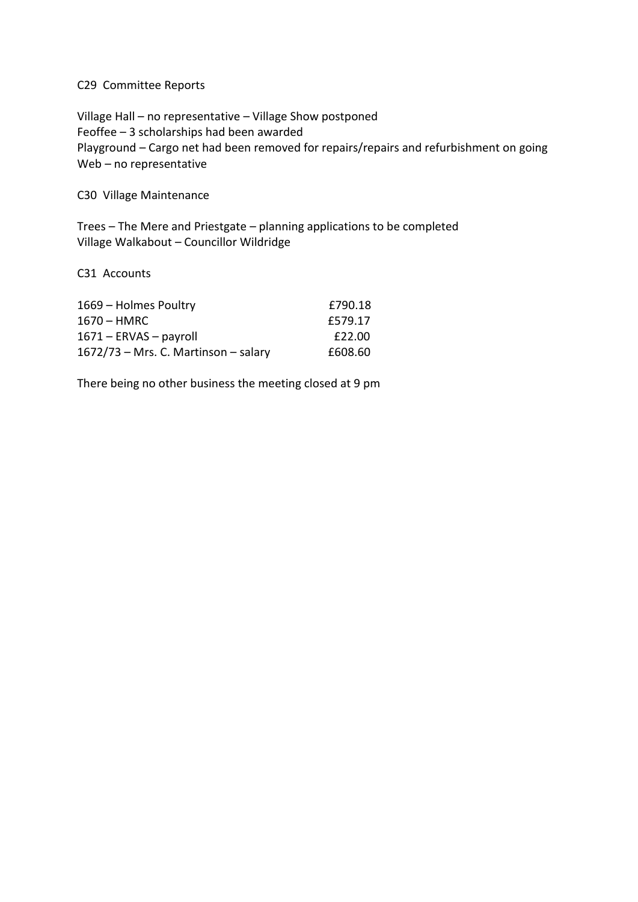C29 Committee Reports

Village Hall – no representative – Village Show postponed
Feoffee – 3 scholarships had been awarded
Playground – Cargo net had been removed for repairs/repairs and refurbishment on going
Web – no representative

C30 Village Maintenance

Trees – The Mere and Priestgate – planning applications to be completed
Village Walkabout – Councillor Wildridge

C31 Accounts

| | |
|---|---|
| 1669 – Holmes Poultry | £790.18 |
| 1670 – HMRC | £579.17 |
| 1671 – ERVAS – payroll | £22.00 |
| 1672/73 – Mrs. C. Martinson – salary | £608.60 |

There being no other business the meeting closed at 9 pm